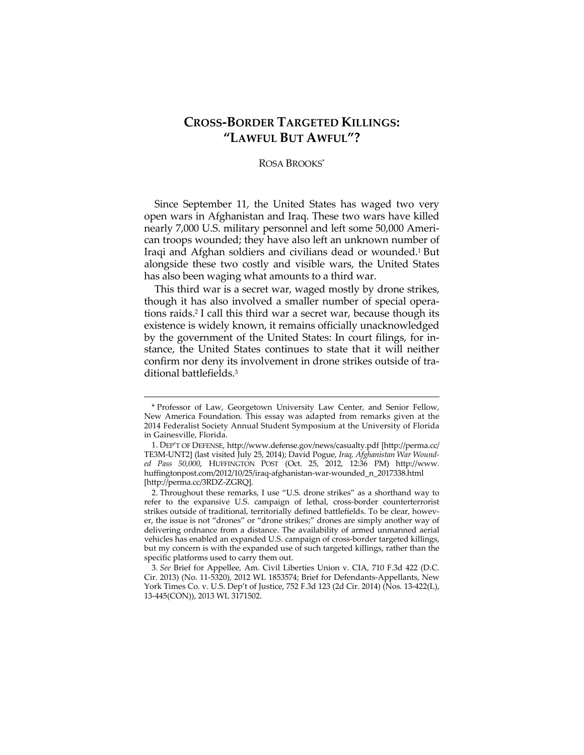# CROSS-BORDER TARGETED KILLINGS: "LAWFUL BUT AWFUL"?

ROSA BROOKS*

Since September 11, the United States has waged two very open wars in Afghanistan and Iraq. These two wars have killed nearly 7,000 U.S. military personnel and left some 50,000 American troops wounded; they have also left an unknown number of Iraqi and Afghan soldiers and civilians dead or wounded.[1] But alongside these two costly and visible wars, the United States has also been waging what amounts to a third war.

This third war is a secret war, waged mostly by drone strikes, though it has also involved a smaller number of special operations raids.[2] I call this third war a secret war, because though its existence is widely known, it remains officially unacknowledged by the government of the United States: In court filings, for instance, the United States continues to state that it will neither confirm nor deny its involvement in drone strikes outside of traditional battlefields.[3]

---

\* Professor of Law, Georgetown University Law Center, and Senior Fellow, New America Foundation. This essay was adapted from remarks given at the 2014 Federalist Society Annual Student Symposium at the University of Florida in Gainesville, Florida.

1. DEP'T OF DEFENSE, http://www.defense.gov/news/casualty.pdf [http://perma.cc/TE3M-UNT2] (last visited July 25, 2014); David Pogue, *Iraq, Afghanistan War Wounded Pass 50,000*, HUFFINGTON POST (Oct. 25, 2012, 12:36 PM) http://www.huffingtonpost.com/2012/10/25/iraq-afghanistan-war-wounded_n_2017338.html [http://perma.cc/3RDZ-ZGRQ].

2. Throughout these remarks, I use "U.S. drone strikes" as a shorthand way to refer to the expansive U.S. campaign of lethal, cross-border counterterrorist strikes outside of traditional, territorially defined battlefields. To be clear, however, the issue is not "drones" or "drone strikes;" drones are simply another way of delivering ordnance from a distance. The availability of armed unmanned aerial vehicles has enabled an expanded U.S. campaign of cross-border targeted killings, but my concern is with the expanded use of such targeted killings, rather than the specific platforms used to carry them out.

3. *See* Brief for Appellee, Am. Civil Liberties Union v. CIA, 710 F.3d 422 (D.C. Cir. 2013) (No. 11-5320), 2012 WL 1853574; Brief for Defendants-Appellants, New York Times Co. v. U.S. Dep't of Justice, 752 F.3d 123 (2d Cir. 2014) (Nos. 13-422(L), 13-445(CON)), 2013 WL 3171502.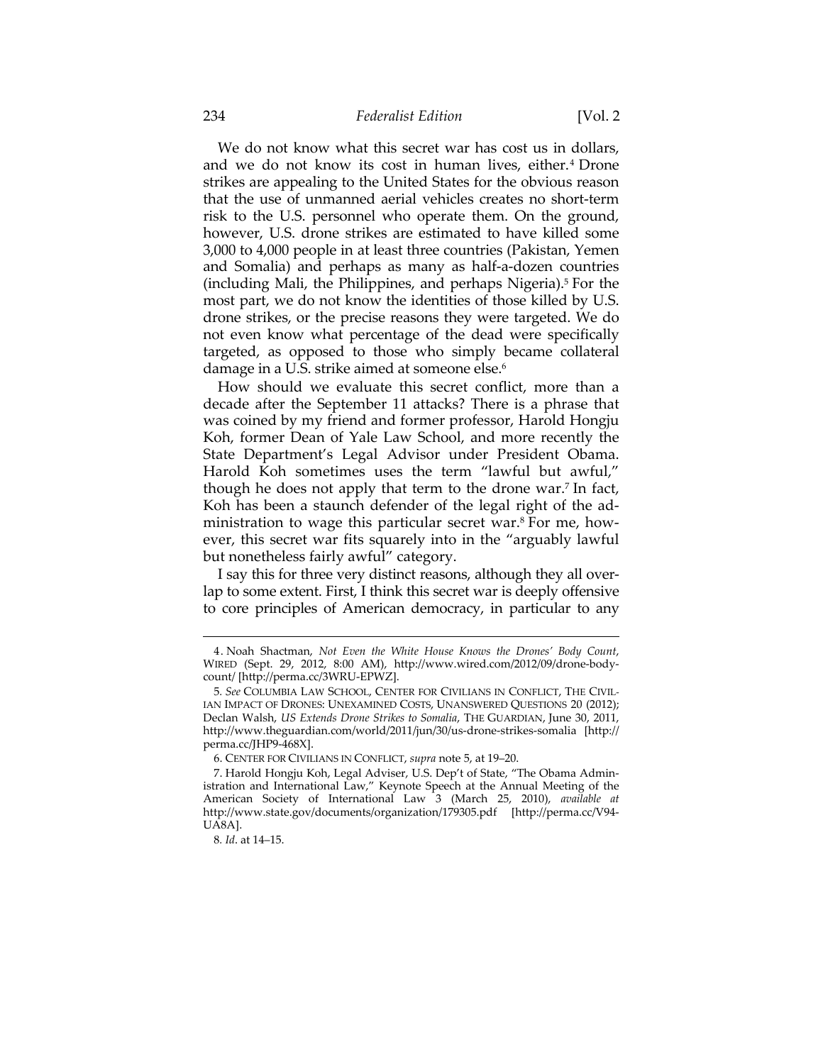We do not know what this secret war has cost us in dollars, and we do not know its cost in human lives, either.[4] Drone strikes are appealing to the United States for the obvious reason that the use of unmanned aerial vehicles creates no short-term risk to the U.S. personnel who operate them. On the ground, however, U.S. drone strikes are estimated to have killed some 3,000 to 4,000 people in at least three countries (Pakistan, Yemen and Somalia) and perhaps as many as half-a-dozen countries (including Mali, the Philippines, and perhaps Nigeria).[5] For the most part, we do not know the identities of those killed by U.S. drone strikes, or the precise reasons they were targeted. We do not even know what percentage of the dead were specifically targeted, as opposed to those who simply became collateral damage in a U.S. strike aimed at someone else.[6]

How should we evaluate this secret conflict, more than a decade after the September 11 attacks? There is a phrase that was coined by my friend and former professor, Harold Hongju Koh, former Dean of Yale Law School, and more recently the State Department's Legal Advisor under President Obama. Harold Koh sometimes uses the term "lawful but awful," though he does not apply that term to the drone war.[7] In fact, Koh has been a staunch defender of the legal right of the administration to wage this particular secret war.[8] For me, however, this secret war fits squarely into in the "arguably lawful but nonetheless fairly awful" category.

I say this for three very distinct reasons, although they all overlap to some extent. First, I think this secret war is deeply offensive to core principles of American democracy, in particular to any

---

4. Noah Shactman, *Not Even the White House Knows the Drones' Body Count*, WIRED (Sept. 29, 2012, 8:00 AM), http://www.wired.com/2012/09/drone-body-count/ [http://perma.cc/3WRU-EPWZ].

5. *See* COLUMBIA LAW SCHOOL, CENTER FOR CIVILIANS IN CONFLICT, THE CIVILIAN IMPACT OF DRONES: UNEXAMINED COSTS, UNANSWERED QUESTIONS 20 (2012); Declan Walsh, *US Extends Drone Strikes to Somalia*, THE GUARDIAN, June 30, 2011, http://www.theguardian.com/world/2011/jun/30/us-drone-strikes-somalia [http://perma.cc/JHP9-468X].

6. CENTER FOR CIVILIANS IN CONFLICT, *supra* note 5, at 19–20.

7. Harold Hongju Koh, Legal Adviser, U.S. Dep't of State, "The Obama Administration and International Law," Keynote Speech at the Annual Meeting of the American Society of International Law 3 (March 25, 2010), *available at* http://www.state.gov/documents/organization/179305.pdf [http://perma.cc/V94-UA8A].

8. *Id*. at 14–15.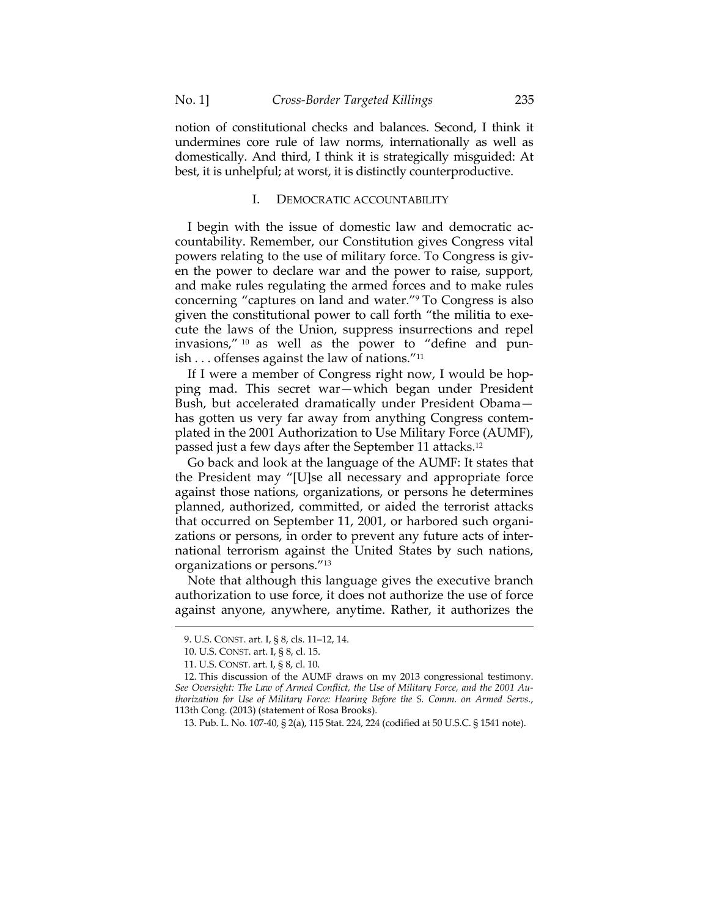notion of constitutional checks and balances. Second, I think it undermines core rule of law norms, internationally as well as domestically. And third, I think it is strategically misguided: At best, it is unhelpful; at worst, it is distinctly counterproductive.

## I. DEMOCRATIC ACCOUNTABILITY

I begin with the issue of domestic law and democratic accountability. Remember, our Constitution gives Congress vital powers relating to the use of military force. To Congress is given the power to declare war and the power to raise, support, and make rules regulating the armed forces and to make rules concerning "captures on land and water."[9] To Congress is also given the constitutional power to call forth "the militia to execute the laws of the Union, suppress insurrections and repel invasions,"[10] as well as the power to "define and punish . . . offenses against the law of nations."[11]

If I were a member of Congress right now, I would be hopping mad. This secret war—which began under President Bush, but accelerated dramatically under President Obama—has gotten us very far away from anything Congress contemplated in the 2001 Authorization to Use Military Force (AUMF), passed just a few days after the September 11 attacks.[12]

Go back and look at the language of the AUMF: It states that the President may "[U]se all necessary and appropriate force against those nations, organizations, or persons he determines planned, authorized, committed, or aided the terrorist attacks that occurred on September 11, 2001, or harbored such organizations or persons, in order to prevent any future acts of international terrorism against the United States by such nations, organizations or persons."[13]

Note that although this language gives the executive branch authorization to use force, it does not authorize the use of force against anyone, anywhere, anytime. Rather, it authorizes the

---

9. U.S. CONST. art. I, § 8, cls. 11–12, 14.

10. U.S. CONST. art. I, § 8, cl. 15.

11. U.S. CONST. art. I, § 8, cl. 10.

12. This discussion of the AUMF draws on my 2013 congressional testimony. *See Oversight: The Law of Armed Conflict, the Use of Military Force, and the 2001 Authorization for Use of Military Force: Hearing Before the S. Comm. on Armed Servs.*, 113th Cong. (2013) (statement of Rosa Brooks).

13. Pub. L. No. 107-40, § 2(a), 115 Stat. 224, 224 (codified at 50 U.S.C. § 1541 note).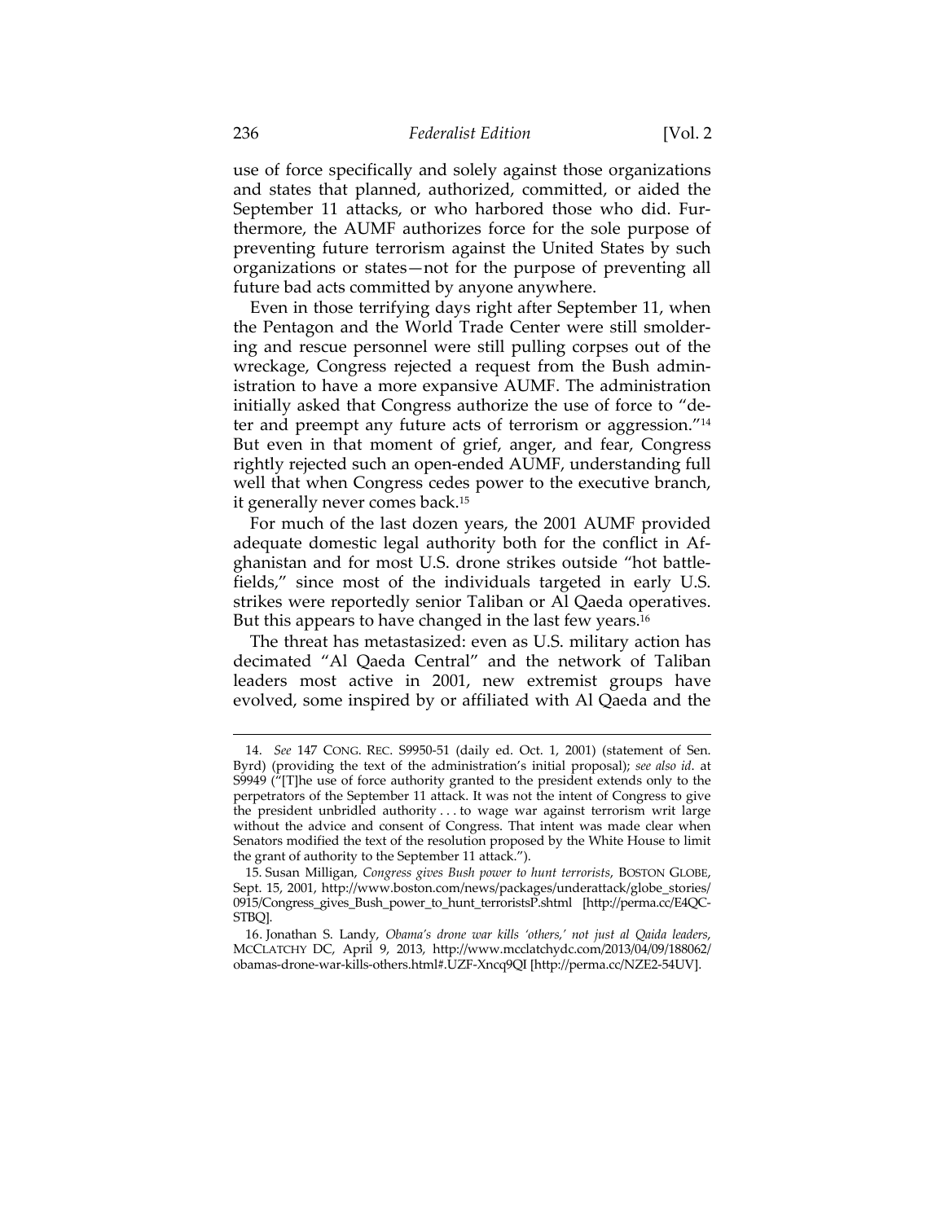use of force specifically and solely against those organizations and states that planned, authorized, committed, or aided the September 11 attacks, or who harbored those who did. Furthermore, the AUMF authorizes force for the sole purpose of preventing future terrorism against the United States by such organizations or states—not for the purpose of preventing all future bad acts committed by anyone anywhere.

Even in those terrifying days right after September 11, when the Pentagon and the World Trade Center were still smoldering and rescue personnel were still pulling corpses out of the wreckage, Congress rejected a request from the Bush administration to have a more expansive AUMF. The administration initially asked that Congress authorize the use of force to "deter and preempt any future acts of terrorism or aggression."[14] But even in that moment of grief, anger, and fear, Congress rightly rejected such an open-ended AUMF, understanding full well that when Congress cedes power to the executive branch, it generally never comes back.[15]

For much of the last dozen years, the 2001 AUMF provided adequate domestic legal authority both for the conflict in Afghanistan and for most U.S. drone strikes outside "hot battlefields," since most of the individuals targeted in early U.S. strikes were reportedly senior Taliban or Al Qaeda operatives. But this appears to have changed in the last few years.[16]

The threat has metastasized: even as U.S. military action has decimated "Al Qaeda Central" and the network of Taliban leaders most active in 2001, new extremist groups have evolved, some inspired by or affiliated with Al Qaeda and the

---

14. *See* 147 CONG. REC. S9950-51 (daily ed. Oct. 1, 2001) (statement of Sen. Byrd) (providing the text of the administration's initial proposal); *see also id.* at S9949 ("[T]he use of force authority granted to the president extends only to the perpetrators of the September 11 attack. It was not the intent of Congress to give the president unbridled authority . . . to wage war against terrorism writ large without the advice and consent of Congress. That intent was made clear when Senators modified the text of the resolution proposed by the White House to limit the grant of authority to the September 11 attack.").

15. Susan Milligan, *Congress gives Bush power to hunt terrorists*, BOSTON GLOBE, Sept. 15, 2001, http://www.boston.com/news/packages/underattack/globe_stories/0915/Congress_gives_Bush_power_to_hunt_terroristsP.shtml [http://perma.cc/E4QC-STBQ].

16. Jonathan S. Landy, *Obama's drone war kills 'others,' not just al Qaida leaders*, MCCLATCHY DC, April 9, 2013, http://www.mcclatchydc.com/2013/04/09/188062/obamas-drone-war-kills-others.html#.UZF-Xncq9QI [http://perma.cc/NZE2-54UV].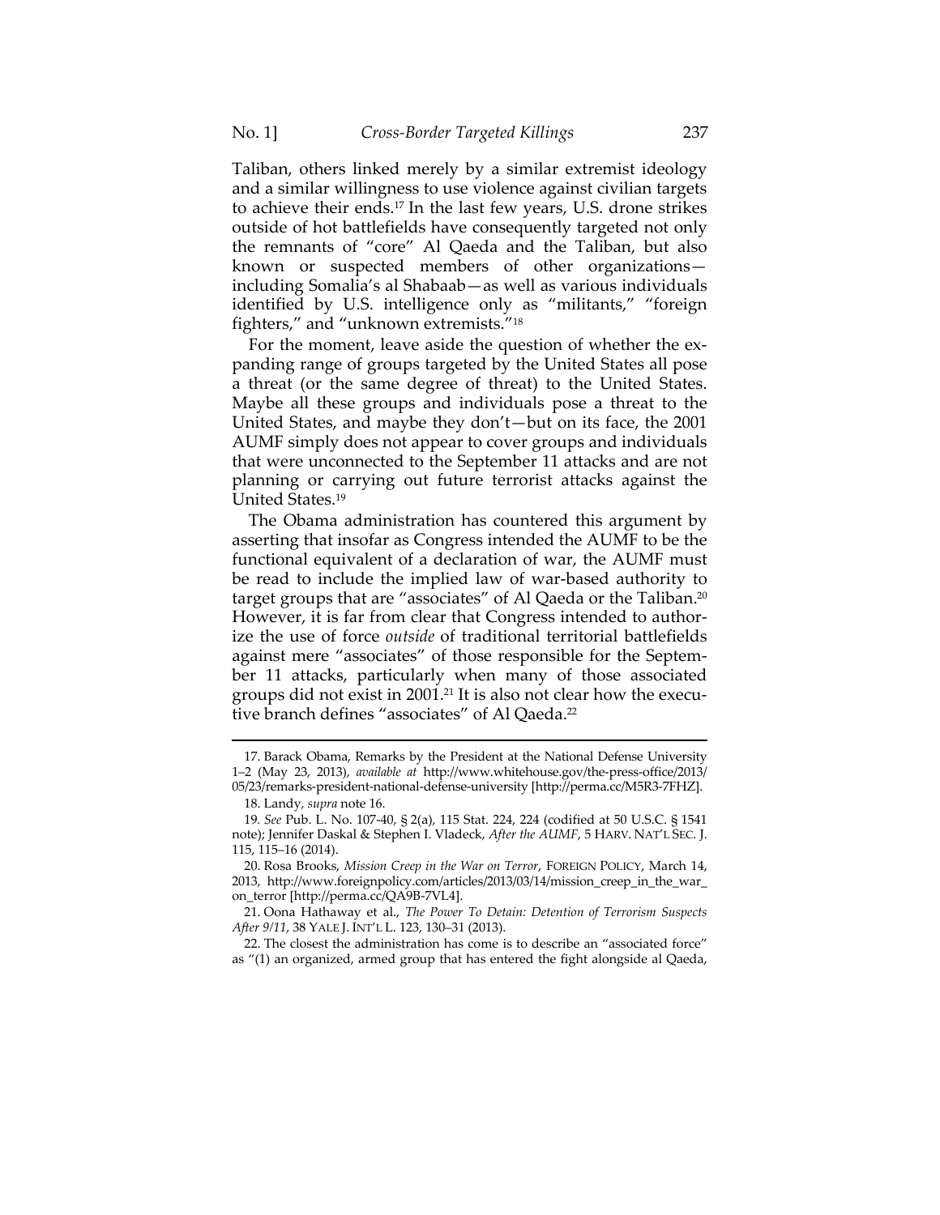Taliban, others linked merely by a similar extremist ideology and a similar willingness to use violence against civilian targets to achieve their ends.[17] In the last few years, U.S. drone strikes outside of hot battlefields have consequently targeted not only the remnants of "core" Al Qaeda and the Taliban, but also known or suspected members of other organizations—including Somalia's al Shabaab—as well as various individuals identified by U.S. intelligence only as "militants," "foreign fighters," and "unknown extremists."[18]

For the moment, leave aside the question of whether the expanding range of groups targeted by the United States all pose a threat (or the same degree of threat) to the United States. Maybe all these groups and individuals pose a threat to the United States, and maybe they don't—but on its face, the 2001 AUMF simply does not appear to cover groups and individuals that were unconnected to the September 11 attacks and are not planning or carrying out future terrorist attacks against the United States.[19]

The Obama administration has countered this argument by asserting that insofar as Congress intended the AUMF to be the functional equivalent of a declaration of war, the AUMF must be read to include the implied law of war-based authority to target groups that are "associates" of Al Qaeda or the Taliban.[20] However, it is far from clear that Congress intended to authorize the use of force *outside* of traditional territorial battlefields against mere "associates" of those responsible for the September 11 attacks, particularly when many of those associated groups did not exist in 2001.[21] It is also not clear how the executive branch defines "associates" of Al Qaeda.[22]

---

17. Barack Obama, Remarks by the President at the National Defense University 1–2 (May 23, 2013), *available at* http://www.whitehouse.gov/the-press-office/2013/05/23/remarks-president-national-defense-university [http://perma.cc/M5R3-7FHZ].

18. Landy, *supra* note 16.

19. *See* Pub. L. No. 107-40, § 2(a), 115 Stat. 224, 224 (codified at 50 U.S.C. § 1541 note); Jennifer Daskal & Stephen I. Vladeck, *After the AUMF*, 5 HARV. NAT'L SEC. J. 115, 115–16 (2014).

20. Rosa Brooks, *Mission Creep in the War on Terror*, FOREIGN POLICY, March 14, 2013, http://www.foreignpolicy.com/articles/2013/03/14/mission_creep_in_the_war_on_terror [http://perma.cc/QA9B-7VL4].

21. Oona Hathaway et al., *The Power To Detain: Detention of Terrorism Suspects After 9/11*, 38 YALE J. INT'L L. 123, 130–31 (2013).

22. The closest the administration has come is to describe an "associated force" as "(1) an organized, armed group that has entered the fight alongside al Qaeda,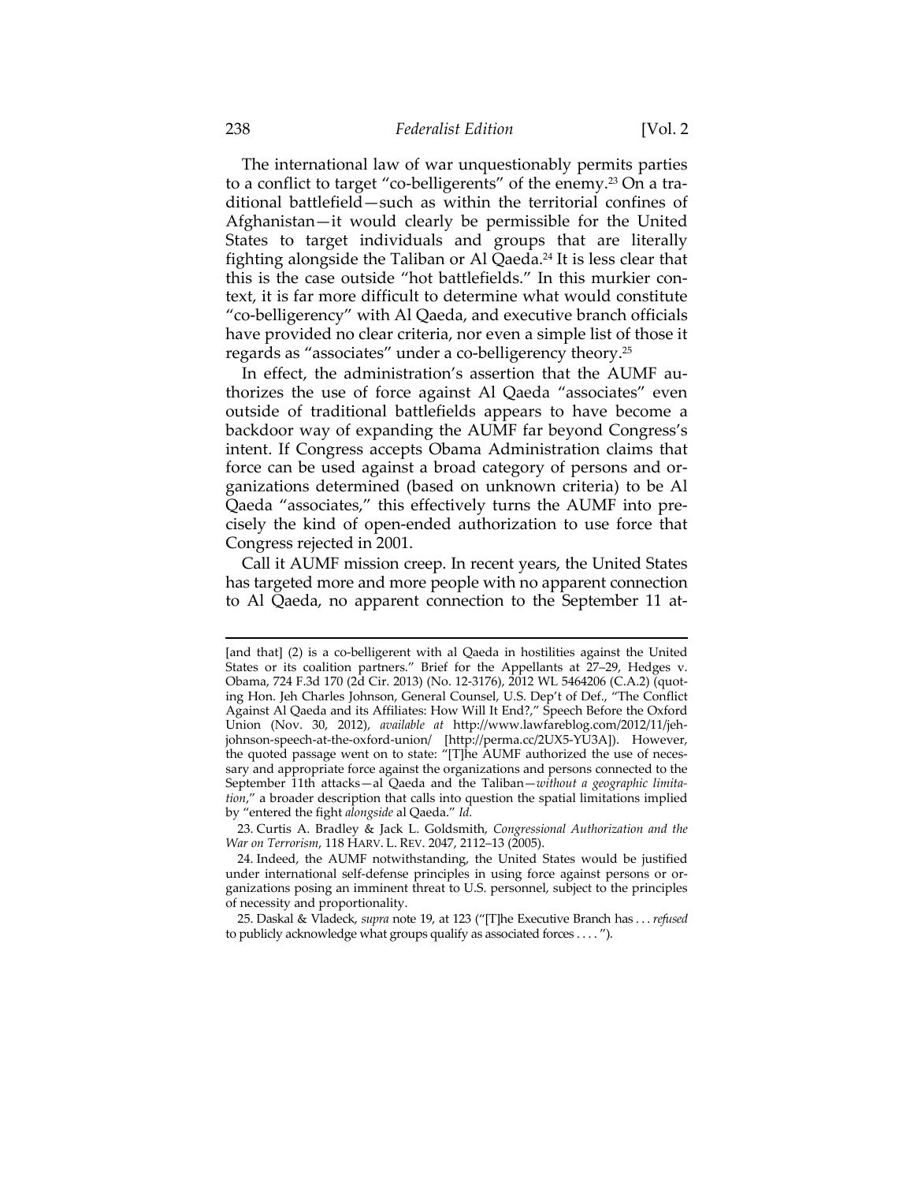The international law of war unquestionably permits parties to a conflict to target "co-belligerents" of the enemy.[23] On a traditional battlefield—such as within the territorial confines of Afghanistan—it would clearly be permissible for the United States to target individuals and groups that are literally fighting alongside the Taliban or Al Qaeda.[24] It is less clear that this is the case outside "hot battlefields." In this murkier context, it is far more difficult to determine what would constitute "co-belligerency" with Al Qaeda, and executive branch officials have provided no clear criteria, nor even a simple list of those it regards as "associates" under a co-belligerency theory.[25]

In effect, the administration's assertion that the AUMF authorizes the use of force against Al Qaeda "associates" even outside of traditional battlefields appears to have become a backdoor way of expanding the AUMF far beyond Congress's intent. If Congress accepts Obama Administration claims that force can be used against a broad category of persons and organizations determined (based on unknown criteria) to be Al Qaeda "associates," this effectively turns the AUMF into precisely the kind of open-ended authorization to use force that Congress rejected in 2001.

Call it AUMF mission creep. In recent years, the United States has targeted more and more people with no apparent connection to Al Qaeda, no apparent connection to the September 11 at-

---

[and that] (2) is a co-belligerent with al Qaeda in hostilities against the United States or its coalition partners." Brief for the Appellants at 27–29, Hedges v. Obama, 724 F.3d 170 (2d Cir. 2013) (No. 12-3176), 2012 WL 5464206 (C.A.2) (quoting Hon. Jeh Charles Johnson, General Counsel, U.S. Dep't of Def., "The Conflict Against Al Qaeda and its Affiliates: How Will It End?," Speech Before the Oxford Union (Nov. 30, 2012), *available at* http://www.lawfareblog.com/2012/11/jeh-johnson-speech-at-the-oxford-union/ [http://perma.cc/2UX5-YU3A]). However, the quoted passage went on to state: "[T]he AUMF authorized the use of necessary and appropriate force against the organizations and persons connected to the September 11th attacks—al Qaeda and the Taliban—*without a geographic limitation*," a broader description that calls into question the spatial limitations implied by "entered the fight *alongside* al Qaeda." *Id.*

23. Curtis A. Bradley & Jack L. Goldsmith, *Congressional Authorization and the War on Terrorism*, 118 HARV. L. REV. 2047, 2112–13 (2005).

24. Indeed, the AUMF notwithstanding, the United States would be justified under international self-defense principles in using force against persons or organizations posing an imminent threat to U.S. personnel, subject to the principles of necessity and proportionality.

25. Daskal & Vladeck, *supra* note 19, at 123 ("[T]he Executive Branch has . . . *refused* to publicly acknowledge what groups qualify as associated forces . . . .").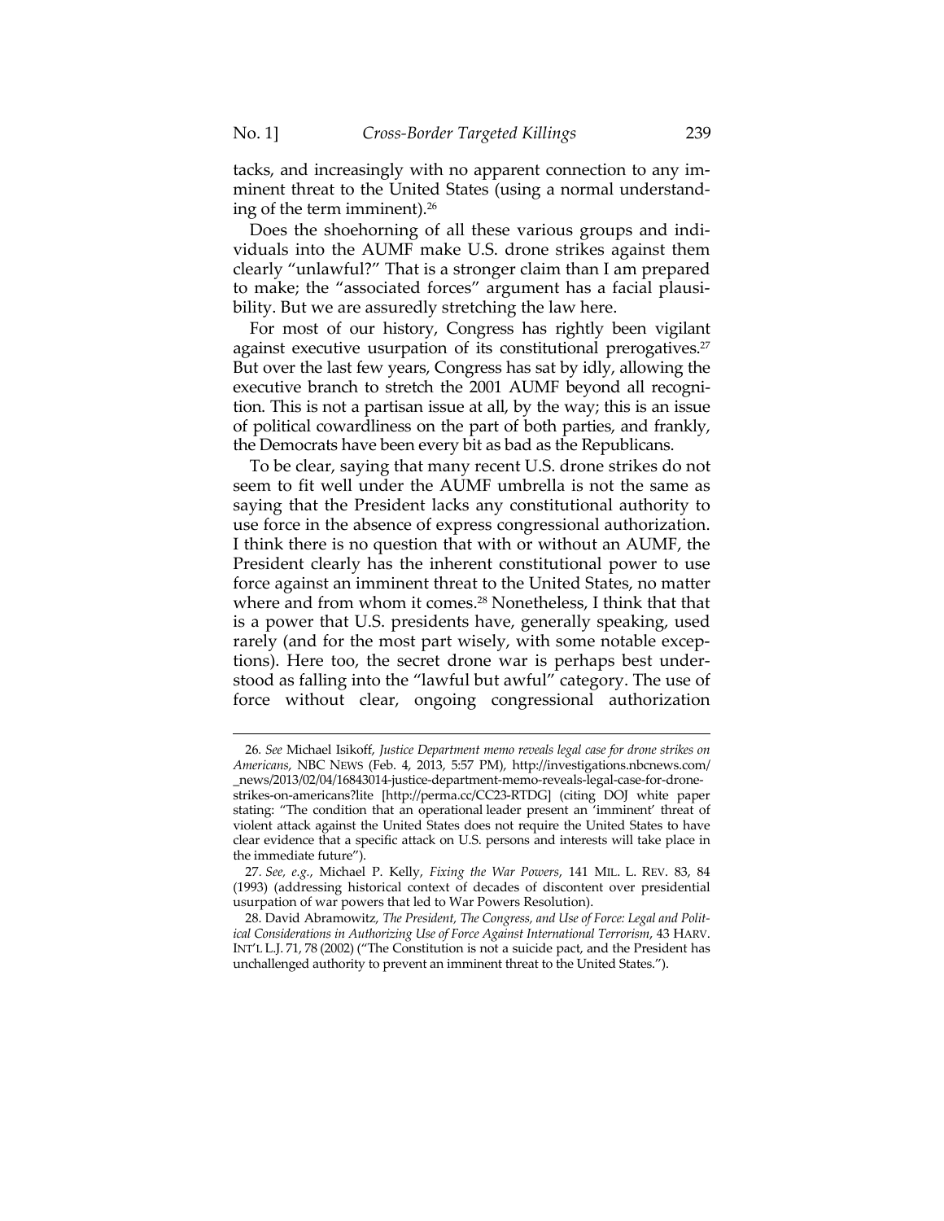tacks, and increasingly with no apparent connection to any imminent threat to the United States (using a normal understanding of the term imminent).[26]

Does the shoehorning of all these various groups and individuals into the AUMF make U.S. drone strikes against them clearly "unlawful?" That is a stronger claim than I am prepared to make; the "associated forces" argument has a facial plausibility. But we are assuredly stretching the law here.

For most of our history, Congress has rightly been vigilant against executive usurpation of its constitutional prerogatives.[27] But over the last few years, Congress has sat by idly, allowing the executive branch to stretch the 2001 AUMF beyond all recognition. This is not a partisan issue at all, by the way; this is an issue of political cowardliness on the part of both parties, and frankly, the Democrats have been every bit as bad as the Republicans.

To be clear, saying that many recent U.S. drone strikes do not seem to fit well under the AUMF umbrella is not the same as saying that the President lacks any constitutional authority to use force in the absence of express congressional authorization. I think there is no question that with or without an AUMF, the President clearly has the inherent constitutional power to use force against an imminent threat to the United States, no matter where and from whom it comes.[28] Nonetheless, I think that that is a power that U.S. presidents have, generally speaking, used rarely (and for the most part wisely, with some notable exceptions). Here too, the secret drone war is perhaps best understood as falling into the "lawful but awful" category. The use of force without clear, ongoing congressional authorization

---

26. *See* Michael Isikoff, *Justice Department memo reveals legal case for drone strikes on Americans*, NBC NEWS (Feb. 4, 2013, 5:57 PM), http://investigations.nbcnews.com/_news/2013/02/04/16843014-justice-department-memo-reveals-legal-case-for-drone-strikes-on-americans?lite [http://perma.cc/CC23-RTDG] (citing DOJ white paper stating: "The condition that an operational leader present an 'imminent' threat of violent attack against the United States does not require the United States to have clear evidence that a specific attack on U.S. persons and interests will take place in the immediate future").

27. *See, e.g.*, Michael P. Kelly, *Fixing the War Powers*, 141 MIL. L. REV. 83, 84 (1993) (addressing historical context of decades of discontent over presidential usurpation of war powers that led to War Powers Resolution).

28. David Abramowitz, *The President, The Congress, and Use of Force: Legal and Political Considerations in Authorizing Use of Force Against International Terrorism*, 43 HARV. INT'L L.J. 71, 78 (2002) ("The Constitution is not a suicide pact, and the President has unchallenged authority to prevent an imminent threat to the United States.").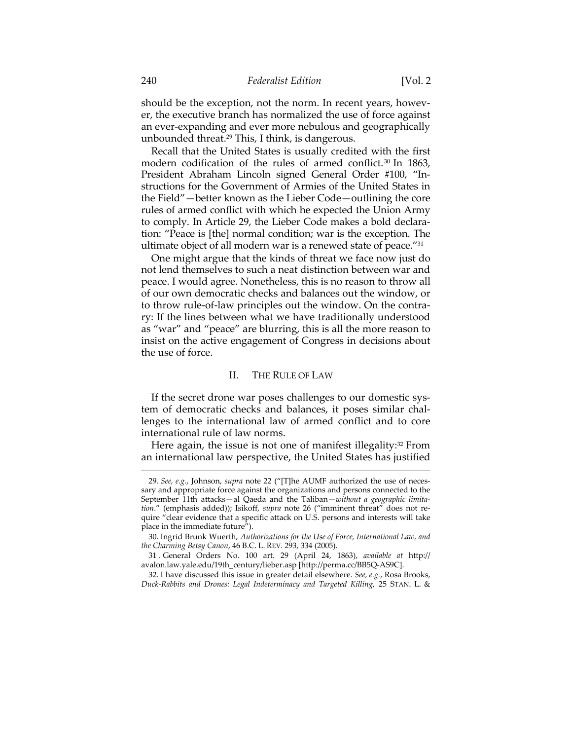should be the exception, not the norm. In recent years, however, the executive branch has normalized the use of force against an ever-expanding and ever more nebulous and geographically unbounded threat.[29] This, I think, is dangerous.

Recall that the United States is usually credited with the first modern codification of the rules of armed conflict.[30] In 1863, President Abraham Lincoln signed General Order #100, "Instructions for the Government of Armies of the United States in the Field"—better known as the Lieber Code—outlining the core rules of armed conflict with which he expected the Union Army to comply. In Article 29, the Lieber Code makes a bold declaration: "Peace is [the] normal condition; war is the exception. The ultimate object of all modern war is a renewed state of peace."[31]

One might argue that the kinds of threat we face now just do not lend themselves to such a neat distinction between war and peace. I would agree. Nonetheless, this is no reason to throw all of our own democratic checks and balances out the window, or to throw rule-of-law principles out the window. On the contrary: If the lines between what we have traditionally understood as "war" and "peace" are blurring, this is all the more reason to insist on the active engagement of Congress in decisions about the use of force.

## II. THE RULE OF LAW

If the secret drone war poses challenges to our domestic system of democratic checks and balances, it poses similar challenges to the international law of armed conflict and to core international rule of law norms.

Here again, the issue is not one of manifest illegality:[32] From an international law perspective, the United States has justified

---

29. *See, e.g.*, Johnson, *supra* note 22 ("[T]he AUMF authorized the use of necessary and appropriate force against the organizations and persons connected to the September 11th attacks—al Qaeda and the Taliban—*without a geographic limitation*." (emphasis added)); Isikoff, *supra* note 26 ("imminent threat" does not require "clear evidence that a specific attack on U.S. persons and interests will take place in the immediate future").

30. Ingrid Brunk Wuerth, *Authorizations for the Use of Force, International Law, and the Charming Betsy Canon*, 46 B.C. L. REV. 293, 334 (2005).

31. General Orders No. 100 art. 29 (April 24, 1863), *available at* http://avalon.law.yale.edu/19th_century/lieber.asp [http://perma.cc/BB5Q-AS9C].

32. I have discussed this issue in greater detail elsewhere. *See, e.g.*, Rosa Brooks, *Duck-Rabbits and Drones: Legal Indeterminacy and Targeted Killing*, 25 STAN. L. &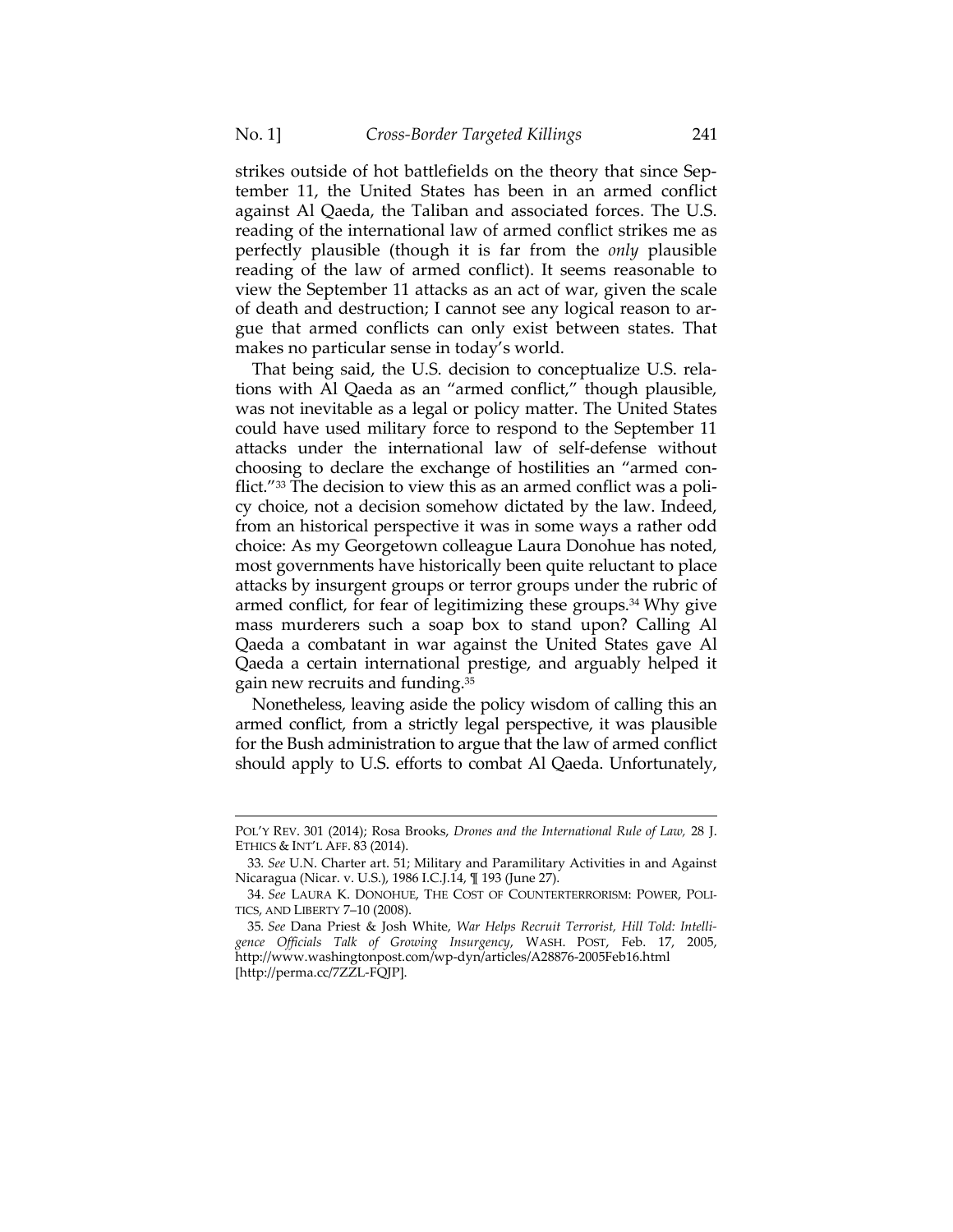strikes outside of hot battlefields on the theory that since September 11, the United States has been in an armed conflict against Al Qaeda, the Taliban and associated forces. The U.S. reading of the international law of armed conflict strikes me as perfectly plausible (though it is far from the *only* plausible reading of the law of armed conflict). It seems reasonable to view the September 11 attacks as an act of war, given the scale of death and destruction; I cannot see any logical reason to argue that armed conflicts can only exist between states. That makes no particular sense in today's world.

That being said, the U.S. decision to conceptualize U.S. relations with Al Qaeda as an "armed conflict," though plausible, was not inevitable as a legal or policy matter. The United States could have used military force to respond to the September 11 attacks under the international law of self-defense without choosing to declare the exchange of hostilities an "armed conflict."[33] The decision to view this as an armed conflict was a policy choice, not a decision somehow dictated by the law. Indeed, from an historical perspective it was in some ways a rather odd choice: As my Georgetown colleague Laura Donohue has noted, most governments have historically been quite reluctant to place attacks by insurgent groups or terror groups under the rubric of armed conflict, for fear of legitimizing these groups.[34] Why give mass murderers such a soap box to stand upon? Calling Al Qaeda a combatant in war against the United States gave Al Qaeda a certain international prestige, and arguably helped it gain new recruits and funding.[35]

Nonetheless, leaving aside the policy wisdom of calling this an armed conflict, from a strictly legal perspective, it was plausible for the Bush administration to argue that the law of armed conflict should apply to U.S. efforts to combat Al Qaeda. Unfortunately,

---

POL'Y REV. 301 (2014); Rosa Brooks, *Drones and the International Rule of Law,* 28 J. ETHICS & INT'L AFF. 83 (2014).

33. *See* U.N. Charter art. 51; Military and Paramilitary Activities in and Against Nicaragua (Nicar. v. U.S.), 1986 I.C.J.14, ¶ 193 (June 27).

34. *See* LAURA K. DONOHUE, THE COST OF COUNTERTERRORISM: POWER, POLITICS, AND LIBERTY 7–10 (2008).

35. *See* Dana Priest & Josh White, *War Helps Recruit Terrorist, Hill Told: Intelligence Officials Talk of Growing Insurgency*, WASH. POST, Feb. 17, 2005, http://www.washingtonpost.com/wp-dyn/articles/A28876-2005Feb16.html [http://perma.cc/7ZZL-FQJP].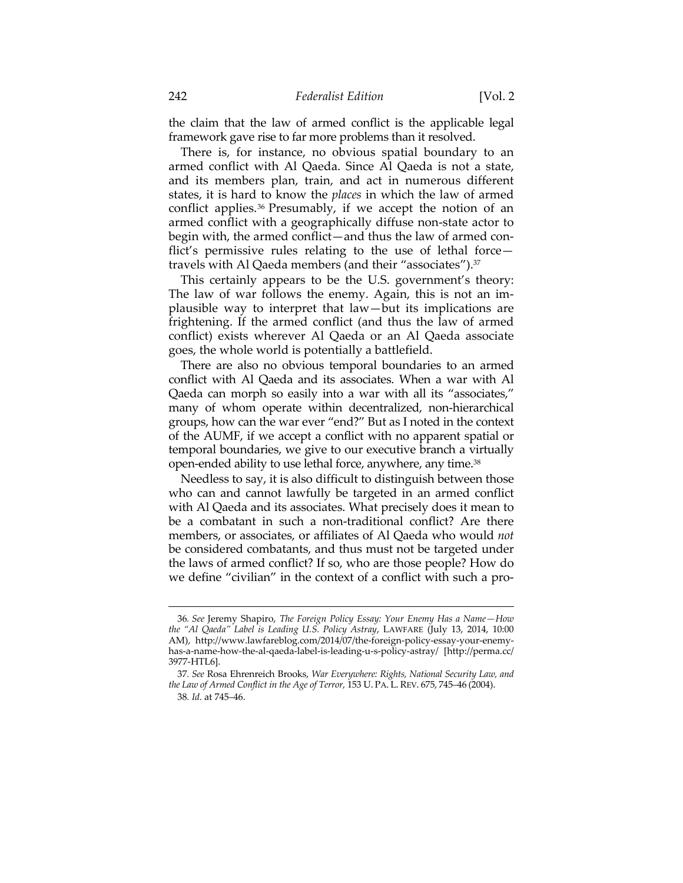the claim that the law of armed conflict is the applicable legal framework gave rise to far more problems than it resolved.

There is, for instance, no obvious spatial boundary to an armed conflict with Al Qaeda. Since Al Qaeda is not a state, and its members plan, train, and act in numerous different states, it is hard to know the *places* in which the law of armed conflict applies.[36] Presumably, if we accept the notion of an armed conflict with a geographically diffuse non-state actor to begin with, the armed conflict—and thus the law of armed conflict's permissive rules relating to the use of lethal force—travels with Al Qaeda members (and their "associates").[37]

This certainly appears to be the U.S. government's theory: The law of war follows the enemy. Again, this is not an implausible way to interpret that law—but its implications are frightening. If the armed conflict (and thus the law of armed conflict) exists wherever Al Qaeda or an Al Qaeda associate goes, the whole world is potentially a battlefield.

There are also no obvious temporal boundaries to an armed conflict with Al Qaeda and its associates. When a war with Al Qaeda can morph so easily into a war with all its "associates," many of whom operate within decentralized, non-hierarchical groups, how can the war ever "end?" But as I noted in the context of the AUMF, if we accept a conflict with no apparent spatial or temporal boundaries, we give to our executive branch a virtually open-ended ability to use lethal force, anywhere, any time.[38]

Needless to say, it is also difficult to distinguish between those who can and cannot lawfully be targeted in an armed conflict with Al Qaeda and its associates. What precisely does it mean to be a combatant in such a non-traditional conflict? Are there members, or associates, or affiliates of Al Qaeda who would *not* be considered combatants, and thus must not be targeted under the laws of armed conflict? If so, who are those people? How do we define "civilian" in the context of a conflict with such a pro-

---

36. *See* Jeremy Shapiro, *The Foreign Policy Essay: Your Enemy Has a Name—How the "Al Qaeda" Label is Leading U.S. Policy Astray*, LAWFARE (July 13, 2014, 10:00 AM), http://www.lawfareblog.com/2014/07/the-foreign-policy-essay-your-enemy-has-a-name-how-the-al-qaeda-label-is-leading-u-s-policy-astray/ [http://perma.cc/3977-HTL6].

37. *See* Rosa Ehrenreich Brooks, *War Everywhere: Rights, National Security Law, and the Law of Armed Conflict in the Age of Terror*, 153 U. PA. L. REV. 675, 745–46 (2004).

38. *Id.* at 745–46.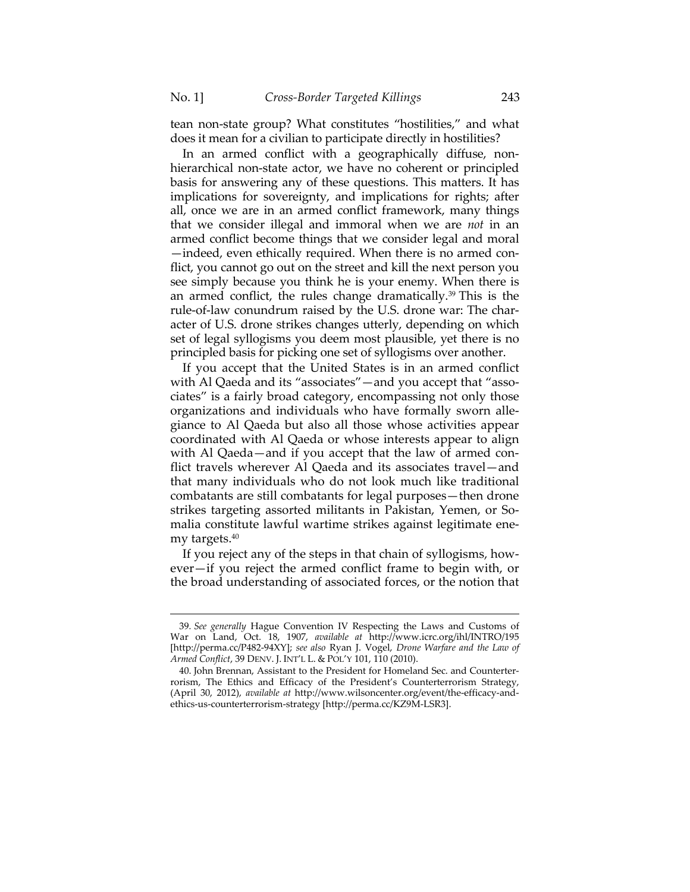tean non-state group? What constitutes "hostilities," and what does it mean for a civilian to participate directly in hostilities?

In an armed conflict with a geographically diffuse, non-hierarchical non-state actor, we have no coherent or principled basis for answering any of these questions. This matters. It has implications for sovereignty, and implications for rights; after all, once we are in an armed conflict framework, many things that we consider illegal and immoral when we are *not* in an armed conflict become things that we consider legal and moral —indeed, even ethically required. When there is no armed conflict, you cannot go out on the street and kill the next person you see simply because you think he is your enemy. When there is an armed conflict, the rules change dramatically.[39] This is the rule-of-law conundrum raised by the U.S. drone war: The character of U.S. drone strikes changes utterly, depending on which set of legal syllogisms you deem most plausible, yet there is no principled basis for picking one set of syllogisms over another.

If you accept that the United States is in an armed conflict with Al Qaeda and its "associates"—and you accept that "associates" is a fairly broad category, encompassing not only those organizations and individuals who have formally sworn allegiance to Al Qaeda but also all those whose activities appear coordinated with Al Qaeda or whose interests appear to align with Al Qaeda—and if you accept that the law of armed conflict travels wherever Al Qaeda and its associates travel—and that many individuals who do not look much like traditional combatants are still combatants for legal purposes—then drone strikes targeting assorted militants in Pakistan, Yemen, or Somalia constitute lawful wartime strikes against legitimate enemy targets.[40]

If you reject any of the steps in that chain of syllogisms, however—if you reject the armed conflict frame to begin with, or the broad understanding of associated forces, or the notion that

---

39. *See generally* Hague Convention IV Respecting the Laws and Customs of War on Land, Oct. 18, 1907, *available at* http://www.icrc.org/ihl/INTRO/195 [http://perma.cc/P482-94XY]; *see also* Ryan J. Vogel, *Drone Warfare and the Law of Armed Conflict*, 39 DENV. J. INT'L L. & POL'Y 101, 110 (2010).

40. John Brennan, Assistant to the President for Homeland Sec. and Counterterrorism, The Ethics and Efficacy of the President's Counterterrorism Strategy, (April 30, 2012), *available at* http://www.wilsoncenter.org/event/the-efficacy-and-ethics-us-counterterrorism-strategy [http://perma.cc/KZ9M-LSR3].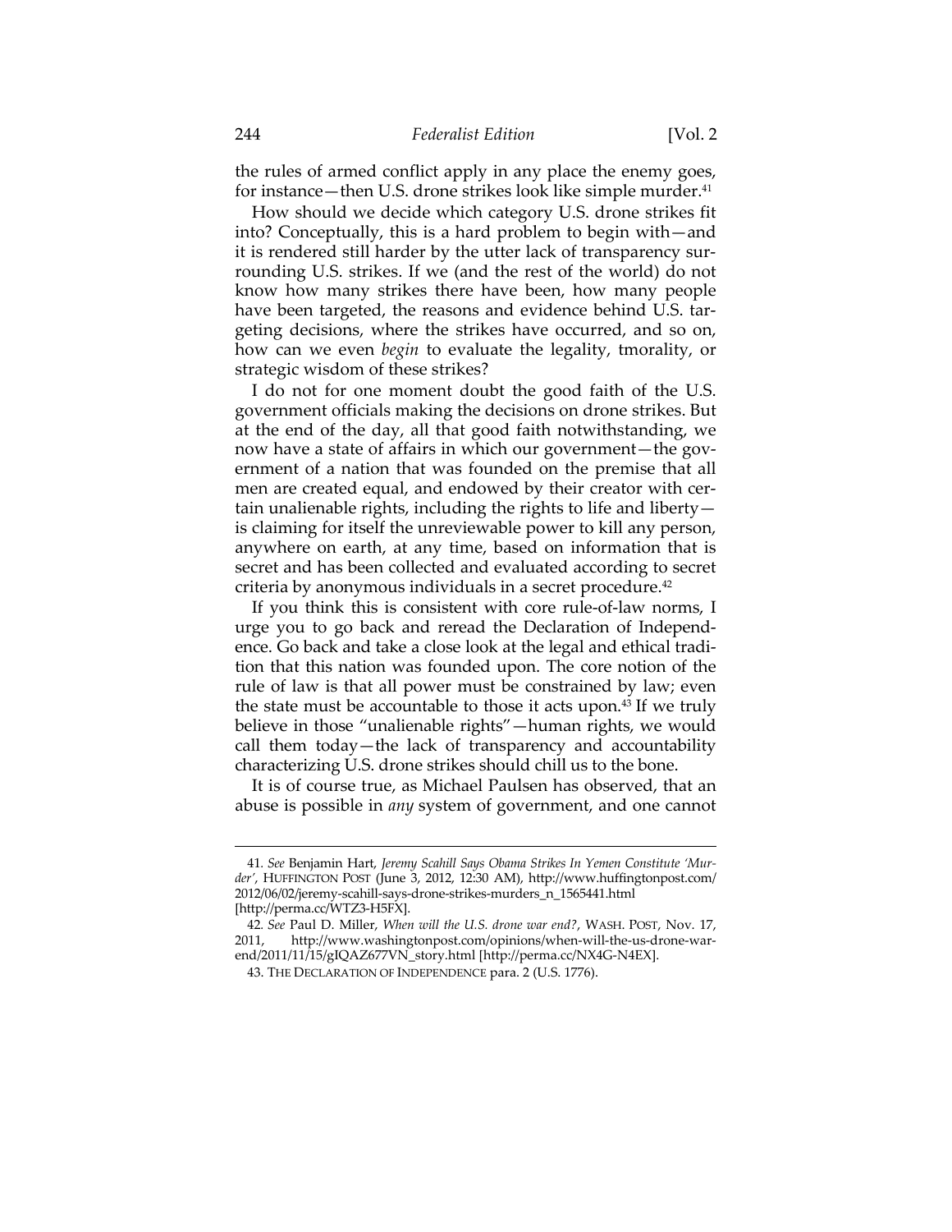the rules of armed conflict apply in any place the enemy goes, for instance—then U.S. drone strikes look like simple murder.[41]

How should we decide which category U.S. drone strikes fit into? Conceptually, this is a hard problem to begin with—and it is rendered still harder by the utter lack of transparency surrounding U.S. strikes. If we (and the rest of the world) do not know how many strikes there have been, how many people have been targeted, the reasons and evidence behind U.S. targeting decisions, where the strikes have occurred, and so on, how can we even *begin* to evaluate the legality, tmorality, or strategic wisdom of these strikes?

I do not for one moment doubt the good faith of the U.S. government officials making the decisions on drone strikes. But at the end of the day, all that good faith notwithstanding, we now have a state of affairs in which our government—the government of a nation that was founded on the premise that all men are created equal, and endowed by their creator with certain unalienable rights, including the rights to life and liberty—is claiming for itself the unreviewable power to kill any person, anywhere on earth, at any time, based on information that is secret and has been collected and evaluated according to secret criteria by anonymous individuals in a secret procedure.[42]

If you think this is consistent with core rule-of-law norms, I urge you to go back and reread the Declaration of Independence. Go back and take a close look at the legal and ethical tradition that this nation was founded upon. The core notion of the rule of law is that all power must be constrained by law; even the state must be accountable to those it acts upon.[43] If we truly believe in those "unalienable rights"—human rights, we would call them today—the lack of transparency and accountability characterizing U.S. drone strikes should chill us to the bone.

It is of course true, as Michael Paulsen has observed, that an abuse is possible in *any* system of government, and one cannot

---

41. *See* Benjamin Hart, *Jeremy Scahill Says Obama Strikes In Yemen Constitute 'Murder'*, HUFFINGTON POST (June 3, 2012, 12:30 AM), http://www.huffingtonpost.com/2012/06/02/jeremy-scahill-says-drone-strikes-murders_n_1565441.html [http://perma.cc/WTZ3-H5FX].

42. *See* Paul D. Miller, *When will the U.S. drone war end?*, WASH. POST, Nov. 17, 2011, http://www.washingtonpost.com/opinions/when-will-the-us-drone-war-end/2011/11/15/gIQAZ677VN_story.html [http://perma.cc/NX4G-N4EX].

43. THE DECLARATION OF INDEPENDENCE para. 2 (U.S. 1776).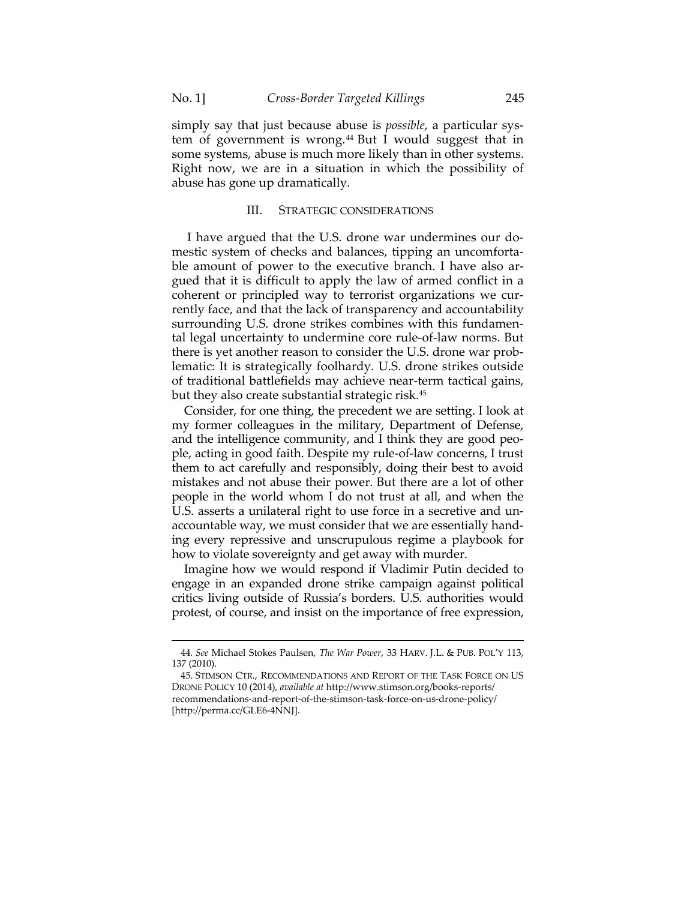simply say that just because abuse is *possible*, a particular system of government is wrong.[44] But I would suggest that in some systems, abuse is much more likely than in other systems. Right now, we are in a situation in which the possibility of abuse has gone up dramatically.

## III. STRATEGIC CONSIDERATIONS

I have argued that the U.S. drone war undermines our domestic system of checks and balances, tipping an uncomfortable amount of power to the executive branch. I have also argued that it is difficult to apply the law of armed conflict in a coherent or principled way to terrorist organizations we currently face, and that the lack of transparency and accountability surrounding U.S. drone strikes combines with this fundamental legal uncertainty to undermine core rule-of-law norms. But there is yet another reason to consider the U.S. drone war problematic: It is strategically foolhardy. U.S. drone strikes outside of traditional battlefields may achieve near-term tactical gains, but they also create substantial strategic risk.[45]

Consider, for one thing, the precedent we are setting. I look at my former colleagues in the military, Department of Defense, and the intelligence community, and I think they are good people, acting in good faith. Despite my rule-of-law concerns, I trust them to act carefully and responsibly, doing their best to avoid mistakes and not abuse their power. But there are a lot of other people in the world whom I do not trust at all, and when the U.S. asserts a unilateral right to use force in a secretive and unaccountable way, we must consider that we are essentially handing every repressive and unscrupulous regime a playbook for how to violate sovereignty and get away with murder.

Imagine how we would respond if Vladimir Putin decided to engage in an expanded drone strike campaign against political critics living outside of Russia's borders. U.S. authorities would protest, of course, and insist on the importance of free expression,

---

44. *See* Michael Stokes Paulsen, *The War Power*, 33 HARV. J.L. & PUB. POL'Y 113, 137 (2010).

45. STIMSON CTR., RECOMMENDATIONS AND REPORT OF THE TASK FORCE ON US DRONE POLICY 10 (2014), *available at* http://www.stimson.org/books-reports/recommendations-and-report-of-the-stimson-task-force-on-us-drone-policy/ [http://perma.cc/GLE6-4NNJ].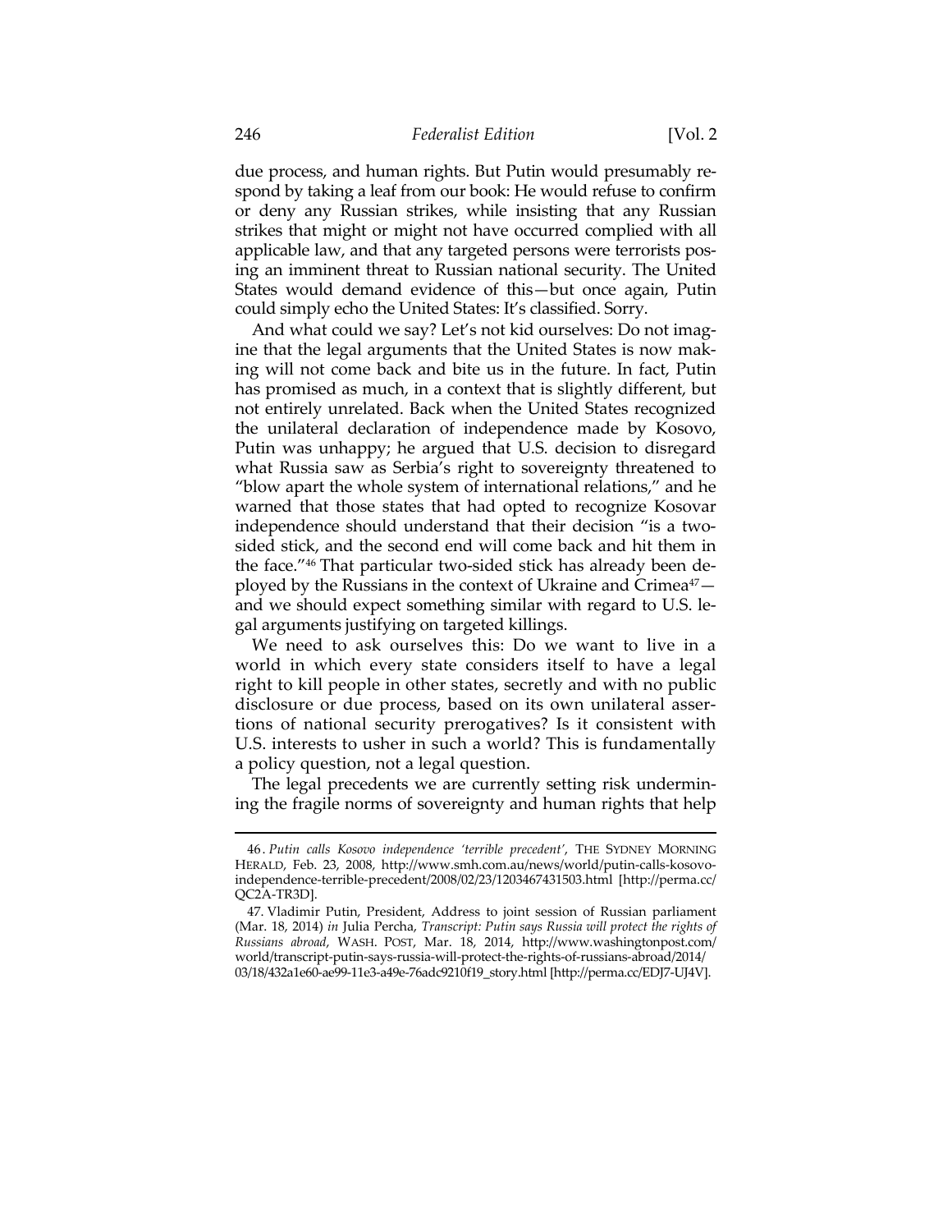due process, and human rights. But Putin would presumably respond by taking a leaf from our book: He would refuse to confirm or deny any Russian strikes, while insisting that any Russian strikes that might or might not have occurred complied with all applicable law, and that any targeted persons were terrorists posing an imminent threat to Russian national security. The United States would demand evidence of this—but once again, Putin could simply echo the United States: It's classified. Sorry.

And what could we say? Let's not kid ourselves: Do not imagine that the legal arguments that the United States is now making will not come back and bite us in the future. In fact, Putin has promised as much, in a context that is slightly different, but not entirely unrelated. Back when the United States recognized the unilateral declaration of independence made by Kosovo, Putin was unhappy; he argued that U.S. decision to disregard what Russia saw as Serbia's right to sovereignty threatened to "blow apart the whole system of international relations," and he warned that those states that had opted to recognize Kosovar independence should understand that their decision "is a two-sided stick, and the second end will come back and hit them in the face."[46] That particular two-sided stick has already been deployed by the Russians in the context of Ukraine and Crimea[47]—and we should expect something similar with regard to U.S. legal arguments justifying on targeted killings.

We need to ask ourselves this: Do we want to live in a world in which every state considers itself to have a legal right to kill people in other states, secretly and with no public disclosure or due process, based on its own unilateral assertions of national security prerogatives? Is it consistent with U.S. interests to usher in such a world? This is fundamentally a policy question, not a legal question.

The legal precedents we are currently setting risk undermining the fragile norms of sovereignty and human rights that help

---

46. *Putin calls Kosovo independence 'terrible precedent'*, THE SYDNEY MORNING HERALD, Feb. 23, 2008, http://www.smh.com.au/news/world/putin-calls-kosovo-independence-terrible-precedent/2008/02/23/1203467431503.html [http://perma.cc/QC2A-TR3D].

47. Vladimir Putin, President, Address to joint session of Russian parliament (Mar. 18, 2014) *in* Julia Percha, *Transcript: Putin says Russia will protect the rights of Russians abroad*, WASH. POST, Mar. 18, 2014, http://www.washingtonpost.com/world/transcript-putin-says-russia-will-protect-the-rights-of-russians-abroad/2014/03/18/432a1e60-ae99-11e3-a49e-76adc9210f19_story.html [http://perma.cc/EDJ7-UJ4V].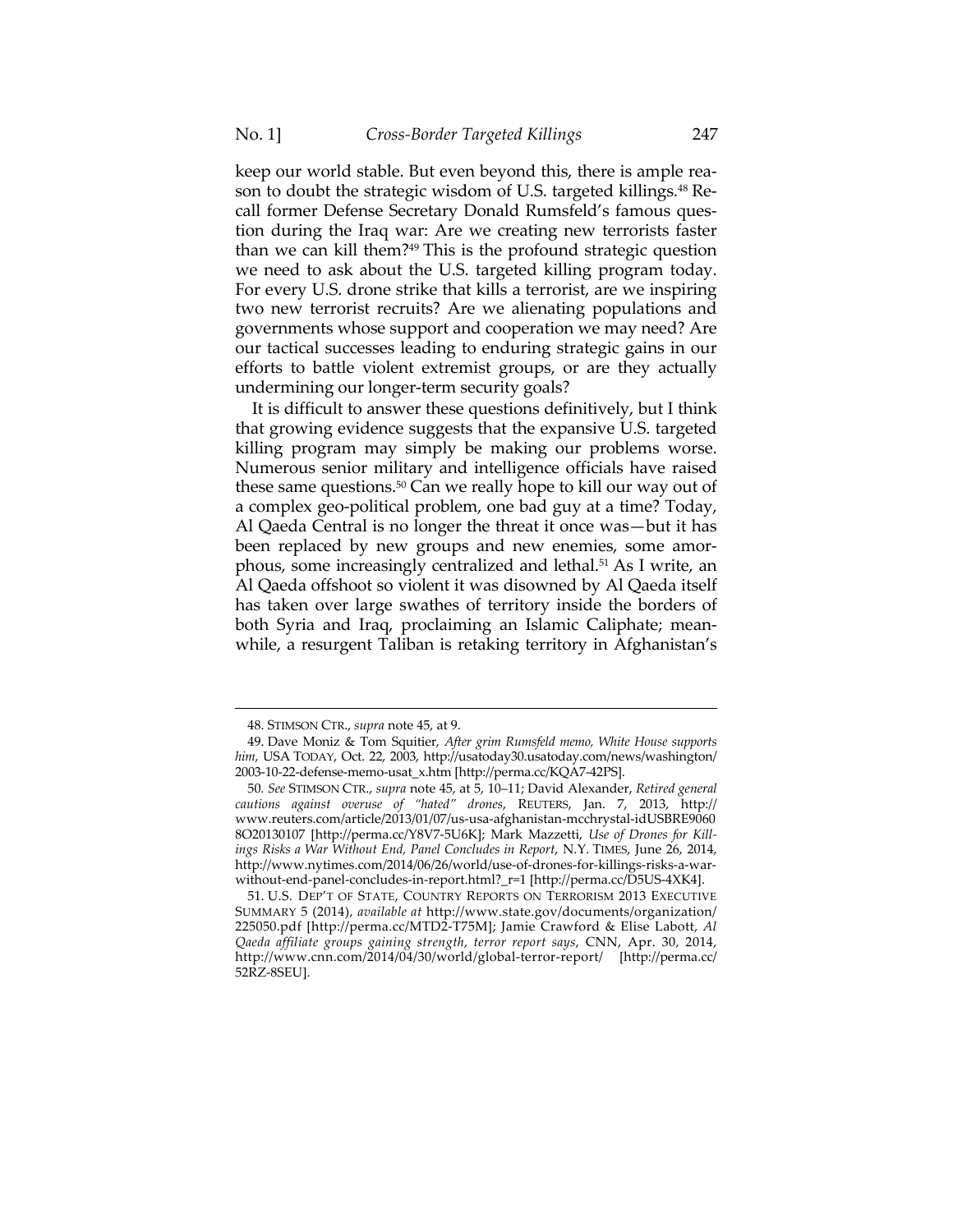keep our world stable. But even beyond this, there is ample reason to doubt the strategic wisdom of U.S. targeted killings.[48] Recall former Defense Secretary Donald Rumsfeld's famous question during the Iraq war: Are we creating new terrorists faster than we can kill them?[49] This is the profound strategic question we need to ask about the U.S. targeted killing program today. For every U.S. drone strike that kills a terrorist, are we inspiring two new terrorist recruits? Are we alienating populations and governments whose support and cooperation we may need? Are our tactical successes leading to enduring strategic gains in our efforts to battle violent extremist groups, or are they actually undermining our longer-term security goals?

It is difficult to answer these questions definitively, but I think that growing evidence suggests that the expansive U.S. targeted killing program may simply be making our problems worse. Numerous senior military and intelligence officials have raised these same questions.[50] Can we really hope to kill our way out of a complex geo-political problem, one bad guy at a time? Today, Al Qaeda Central is no longer the threat it once was—but it has been replaced by new groups and new enemies, some amorphous, some increasingly centralized and lethal.[51] As I write, an Al Qaeda offshoot so violent it was disowned by Al Qaeda itself has taken over large swathes of territory inside the borders of both Syria and Iraq, proclaiming an Islamic Caliphate; meanwhile, a resurgent Taliban is retaking territory in Afghanistan's

---

48. STIMSON CTR., *supra* note 45, at 9.

49. Dave Moniz & Tom Squitier, *After grim Rumsfeld memo, White House supports him*, USA TODAY, Oct. 22, 2003, http://usatoday30.usatoday.com/news/washington/2003-10-22-defense-memo-usat_x.htm [http://perma.cc/KQA7-42PS].

50. *See* STIMSON CTR., *supra* note 45, at 5, 10–11; David Alexander, *Retired general cautions against overuse of "hated" drones*, REUTERS, Jan. 7, 2013, http://www.reuters.com/article/2013/01/07/us-usa-afghanistan-mcchrystal-idUSBRE90608O20130107 [http://perma.cc/Y8V7-5U6K]; Mark Mazzetti, *Use of Drones for Killings Risks a War Without End, Panel Concludes in Report*, N.Y. TIMES, June 26, 2014, http://www.nytimes.com/2014/06/26/world/use-of-drones-for-killings-risks-a-war-without-end-panel-concludes-in-report.html?_r=1 [http://perma.cc/D5US-4XK4].

51. U.S. DEP'T OF STATE, COUNTRY REPORTS ON TERRORISM 2013 EXECUTIVE SUMMARY 5 (2014), *available at* http://www.state.gov/documents/organization/225050.pdf [http://perma.cc/MTD2-T75M]; Jamie Crawford & Elise Labott, *Al Qaeda affiliate groups gaining strength, terror report says*, CNN, Apr. 30, 2014, http://www.cnn.com/2014/04/30/world/global-terror-report/ [http://perma.cc/52RZ-8SEU].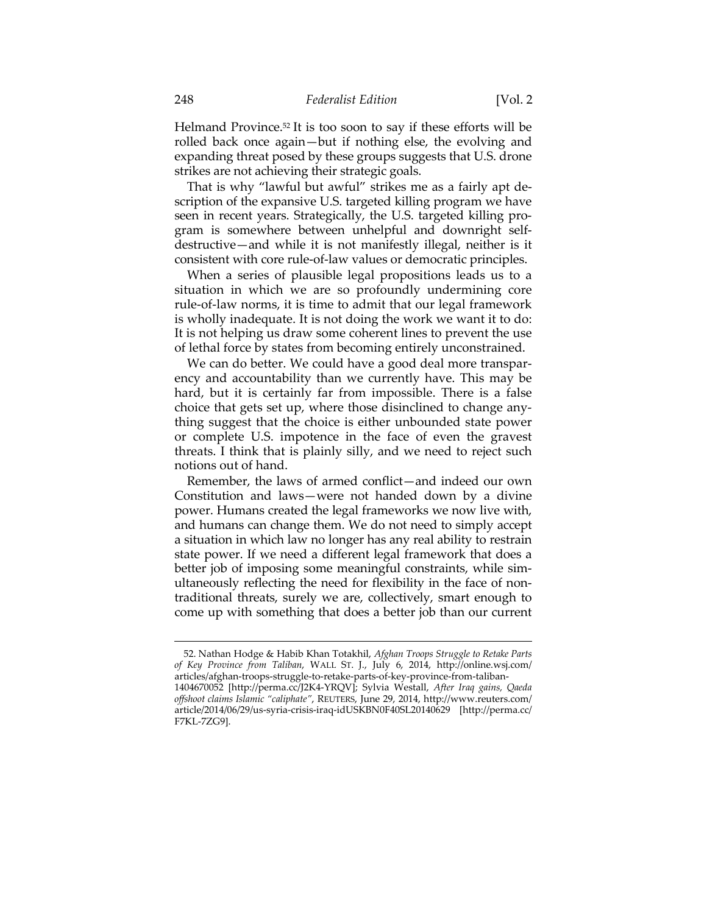Helmand Province.[52] It is too soon to say if these efforts will be rolled back once again—but if nothing else, the evolving and expanding threat posed by these groups suggests that U.S. drone strikes are not achieving their strategic goals.

That is why "lawful but awful" strikes me as a fairly apt description of the expansive U.S. targeted killing program we have seen in recent years. Strategically, the U.S. targeted killing program is somewhere between unhelpful and downright self-destructive—and while it is not manifestly illegal, neither is it consistent with core rule-of-law values or democratic principles.

When a series of plausible legal propositions leads us to a situation in which we are so profoundly undermining core rule-of-law norms, it is time to admit that our legal framework is wholly inadequate. It is not doing the work we want it to do: It is not helping us draw some coherent lines to prevent the use of lethal force by states from becoming entirely unconstrained.

We can do better. We could have a good deal more transparency and accountability than we currently have. This may be hard, but it is certainly far from impossible. There is a false choice that gets set up, where those disinclined to change anything suggest that the choice is either unbounded state power or complete U.S. impotence in the face of even the gravest threats. I think that is plainly silly, and we need to reject such notions out of hand.

Remember, the laws of armed conflict—and indeed our own Constitution and laws—were not handed down by a divine power. Humans created the legal frameworks we now live with, and humans can change them. We do not need to simply accept a situation in which law no longer has any real ability to restrain state power. If we need a different legal framework that does a better job of imposing some meaningful constraints, while simultaneously reflecting the need for flexibility in the face of non-traditional threats, surely we are, collectively, smart enough to come up with something that does a better job than our current

---

52. Nathan Hodge & Habib Khan Totakhil, *Afghan Troops Struggle to Retake Parts of Key Province from Taliban*, WALL ST. J., July 6, 2014, http://online.wsj.com/articles/afghan-troops-struggle-to-retake-parts-of-key-province-from-taliban-1404670052 [http://perma.cc/J2K4-YRQV]; Sylvia Westall, *After Iraq gains, Qaeda offshoot claims Islamic "caliphate"*, REUTERS, June 29, 2014, http://www.reuters.com/article/2014/06/29/us-syria-crisis-iraq-idUSKBN0F40SL20140629 [http://perma.cc/F7KL-7ZG9].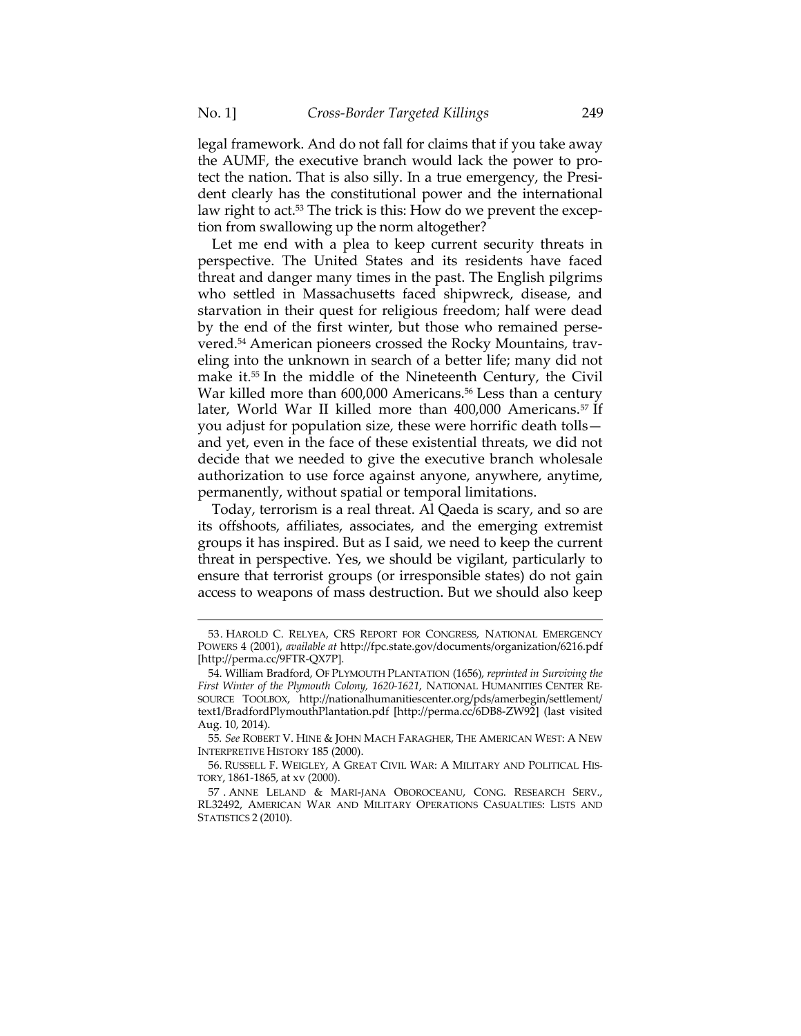legal framework. And do not fall for claims that if you take away the AUMF, the executive branch would lack the power to protect the nation. That is also silly. In a true emergency, the President clearly has the constitutional power and the international law right to act.[53] The trick is this: How do we prevent the exception from swallowing up the norm altogether?

Let me end with a plea to keep current security threats in perspective. The United States and its residents have faced threat and danger many times in the past. The English pilgrims who settled in Massachusetts faced shipwreck, disease, and starvation in their quest for religious freedom; half were dead by the end of the first winter, but those who remained persevered.[54] American pioneers crossed the Rocky Mountains, traveling into the unknown in search of a better life; many did not make it.[55] In the middle of the Nineteenth Century, the Civil War killed more than 600,000 Americans.[56] Less than a century later, World War II killed more than 400,000 Americans.[57] If you adjust for population size, these were horrific death tolls—and yet, even in the face of these existential threats, we did not decide that we needed to give the executive branch wholesale authorization to use force against anyone, anywhere, anytime, permanently, without spatial or temporal limitations.

Today, terrorism is a real threat. Al Qaeda is scary, and so are its offshoots, affiliates, associates, and the emerging extremist groups it has inspired. But as I said, we need to keep the current threat in perspective. Yes, we should be vigilant, particularly to ensure that terrorist groups (or irresponsible states) do not gain access to weapons of mass destruction. But we should also keep

---

53. HAROLD C. RELYEA, CRS REPORT FOR CONGRESS, NATIONAL EMERGENCY POWERS 4 (2001), *available at* http://fpc.state.gov/documents/organization/6216.pdf [http://perma.cc/9FTR-QX7P].

54. William Bradford, OF PLYMOUTH PLANTATION (1656), *reprinted in Surviving the First Winter of the Plymouth Colony, 1620-1621*, NATIONAL HUMANITIES CENTER RESOURCE TOOLBOX, http://nationalhumanitiescenter.org/pds/amerbegin/settlement/text1/BradfordPlymouthPlantation.pdf [http://perma.cc/6DB8-ZW92] (last visited Aug. 10, 2014).

55. *See* ROBERT V. HINE & JOHN MACH FARAGHER, THE AMERICAN WEST: A NEW INTERPRETIVE HISTORY 185 (2000).

56. RUSSELL F. WEIGLEY, A GREAT CIVIL WAR: A MILITARY AND POLITICAL HISTORY, 1861-1865, at xv (2000).

57. ANNE LELAND & MARI-JANA OBOROCEANU, CONG. RESEARCH SERV., RL32492, AMERICAN WAR AND MILITARY OPERATIONS CASUALTIES: LISTS AND STATISTICS 2 (2010).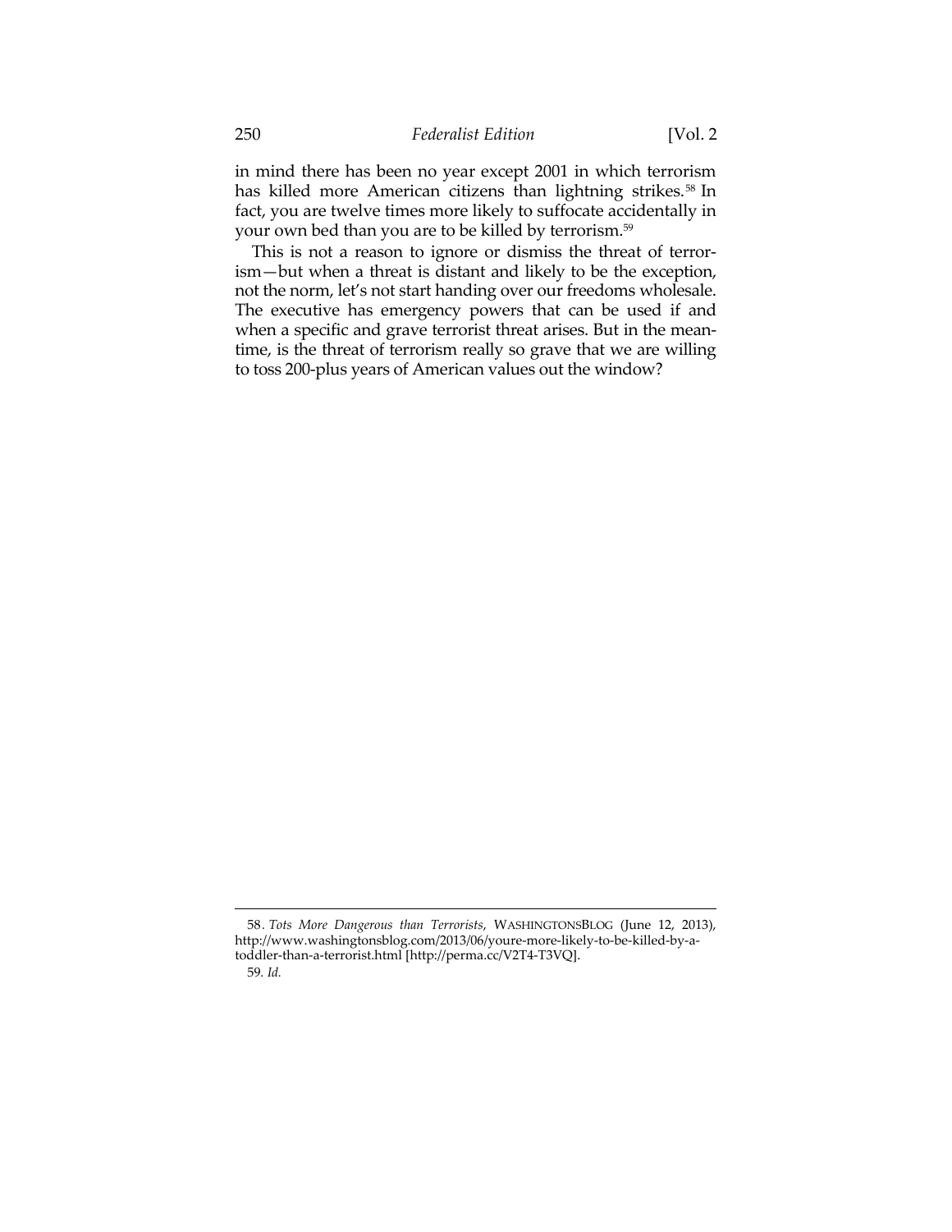in mind there has been no year except 2001 in which terrorism has killed more American citizens than lightning strikes.[58] In fact, you are twelve times more likely to suffocate accidentally in your own bed than you are to be killed by terrorism.[59]

This is not a reason to ignore or dismiss the threat of terrorism—but when a threat is distant and likely to be the exception, not the norm, let's not start handing over our freedoms wholesale. The executive has emergency powers that can be used if and when a specific and grave terrorist threat arises. But in the meantime, is the threat of terrorism really so grave that we are willing to toss 200-plus years of American values out the window?

---

58. *Tots More Dangerous than Terrorists*, WASHINGTONSBLOG (June 12, 2013), http://www.washingtonsblog.com/2013/06/youre-more-likely-to-be-killed-by-a-toddler-than-a-terrorist.html [http://perma.cc/V2T4-T3VQ].

59. *Id.*